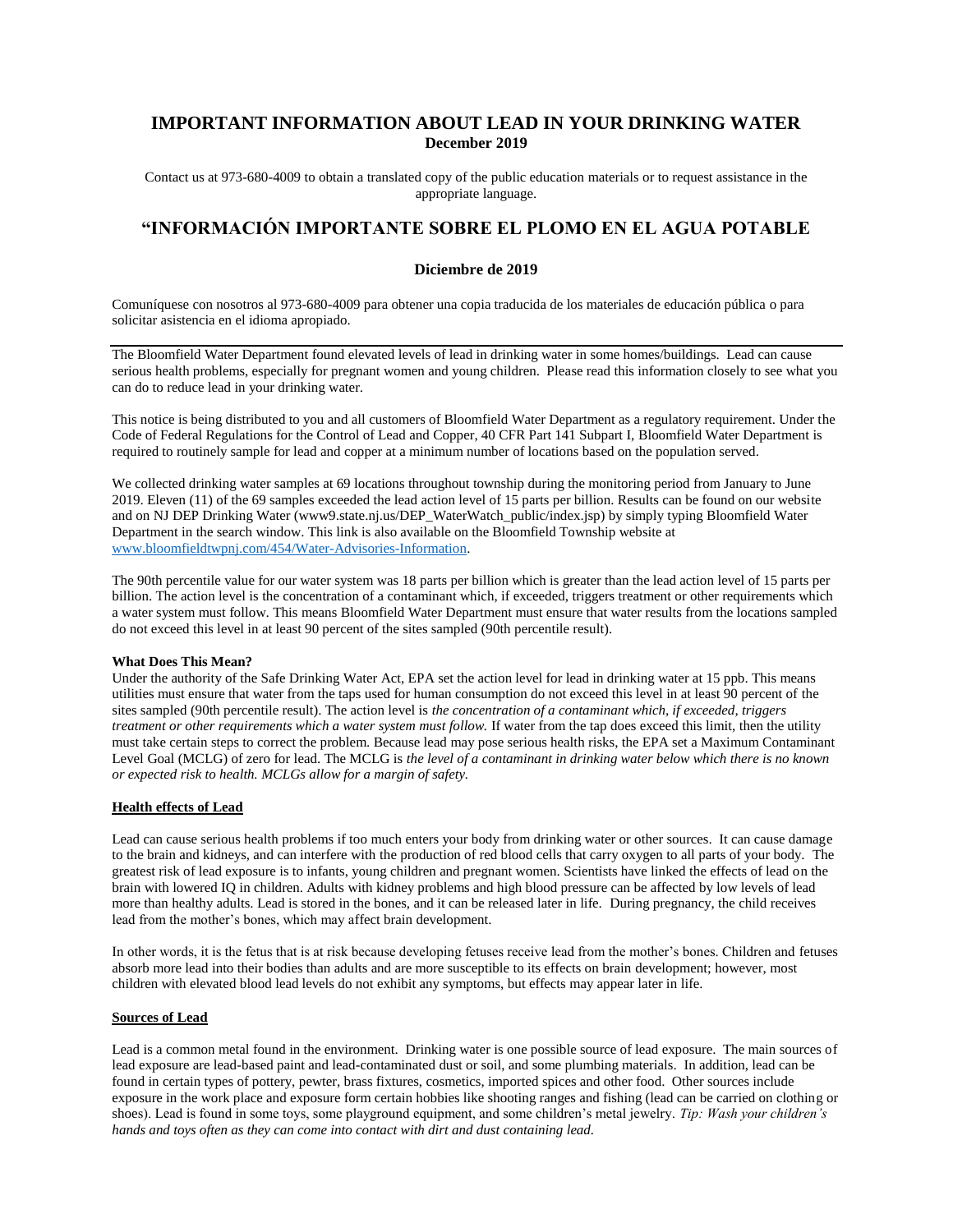# IMPORTANT INFORMATION ABOUT LEAD IN YOUR DRINKING WATER

**December 2019**

Contact us at 973-680-4009 to obtain a translated copy of the public education materials or to request assistance in the appropriate language.

# "INFORMACIÓN IMPORTANTE SOBRE EL PLOMO EN EL AGUA POTABLE

**Diciembre de 2019**

Comuníquese con nosotros al 973-680-4009 para obtener una copia traducida de los materiales de educación pública o para solicitar asistencia en el idioma apropiado.

---

The Bloomfield Water Department found elevated levels of lead in drinking water in some homes/buildings. Lead can cause serious health problems, especially for pregnant women and young children. Please read this information closely to see what you can do to reduce lead in your drinking water.

This notice is being distributed to you and all customers of Bloomfield Water Department as a regulatory requirement. Under the Code of Federal Regulations for the Control of Lead and Copper, 40 CFR Part 141 Subpart I, Bloomfield Water Department is required to routinely sample for lead and copper at a minimum number of locations based on the population served.

We collected drinking water samples at 69 locations throughout township during the monitoring period from January to June 2019. Eleven (11) of the 69 samples exceeded the lead action level of 15 parts per billion. Results can be found on our website and on NJ DEP Drinking Water (www9.state.nj.us/DEP_WaterWatch_public/index.jsp) by simply typing Bloomfield Water Department in the search window. This link is also available on the Bloomfield Township website at [www.bloomfieldtwpnj.com/454/Water-Advisories-Information](www.bloomfieldtwpnj.com/454/Water-Advisories-Information).

The 90th percentile value for our water system was 18 parts per billion which is greater than the lead action level of 15 parts per billion. The action level is the concentration of a contaminant which, if exceeded, triggers treatment or other requirements which a water system must follow. This means Bloomfield Water Department must ensure that water results from the locations sampled do not exceed this level in at least 90 percent of the sites sampled (90th percentile result).

**What Does This Mean?**

Under the authority of the Safe Drinking Water Act, EPA set the action level for lead in drinking water at 15 ppb. This means utilities must ensure that water from the taps used for human consumption do not exceed this level in at least 90 percent of the sites sampled (90th percentile result). The action level is *the concentration of a contaminant which, if exceeded, triggers treatment or other requirements which a water system must follow.* If water from the tap does exceed this limit, then the utility must take certain steps to correct the problem. Because lead may pose serious health risks, the EPA set a Maximum Contaminant Level Goal (MCLG) of zero for lead. The MCLG is *the level of a contaminant in drinking water below which there is no known or expected risk to health. MCLGs allow for a margin of safety.*

## Health effects of Lead

Lead can cause serious health problems if too much enters your body from drinking water or other sources. It can cause damage to the brain and kidneys, and can interfere with the production of red blood cells that carry oxygen to all parts of your body. The greatest risk of lead exposure is to infants, young children and pregnant women. Scientists have linked the effects of lead on the brain with lowered IQ in children. Adults with kidney problems and high blood pressure can be affected by low levels of lead more than healthy adults. Lead is stored in the bones, and it can be released later in life. During pregnancy, the child receives lead from the mother's bones, which may affect brain development.

In other words, it is the fetus that is at risk because developing fetuses receive lead from the mother's bones. Children and fetuses absorb more lead into their bodies than adults and are more susceptible to its effects on brain development; however, most children with elevated blood lead levels do not exhibit any symptoms, but effects may appear later in life.

## Sources of Lead

Lead is a common metal found in the environment. Drinking water is one possible source of lead exposure. The main sources of lead exposure are lead-based paint and lead-contaminated dust or soil, and some plumbing materials. In addition, lead can be found in certain types of pottery, pewter, brass fixtures, cosmetics, imported spices and other food. Other sources include exposure in the work place and exposure form certain hobbies like shooting ranges and fishing (lead can be carried on clothing or shoes). Lead is found in some toys, some playground equipment, and some children's metal jewelry. *Tip: Wash your children's hands and toys often as they can come into contact with dirt and dust containing lead.*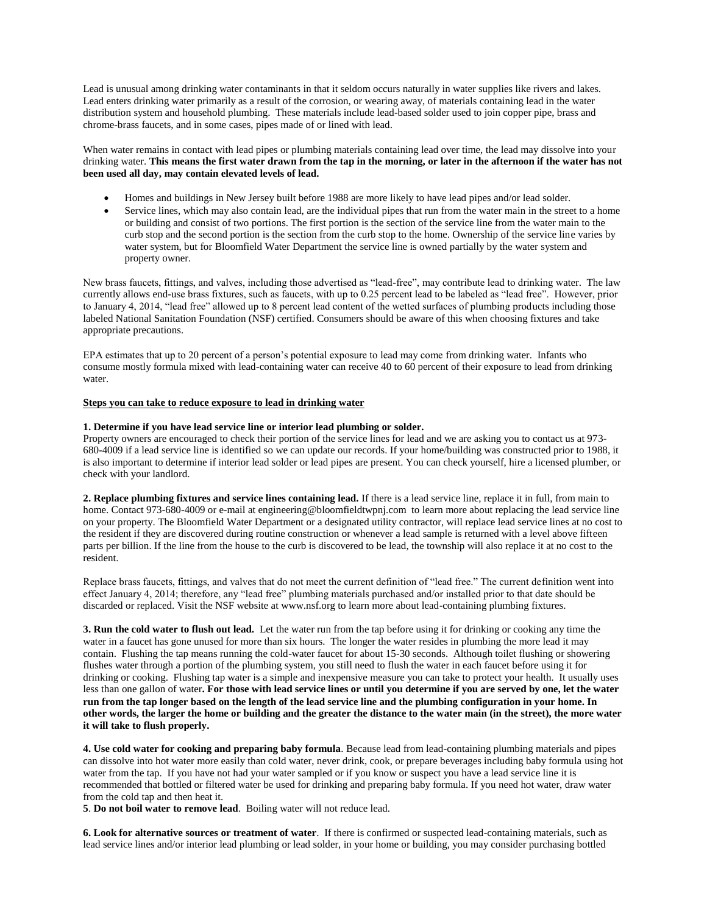Lead is unusual among drinking water contaminants in that it seldom occurs naturally in water supplies like rivers and lakes. Lead enters drinking water primarily as a result of the corrosion, or wearing away, of materials containing lead in the water distribution system and household plumbing. These materials include lead-based solder used to join copper pipe, brass and chrome-brass faucets, and in some cases, pipes made of or lined with lead.

When water remains in contact with lead pipes or plumbing materials containing lead over time, the lead may dissolve into your drinking water. **This means the first water drawn from the tap in the morning, or later in the afternoon if the water has not been used all day, may contain elevated levels of lead.**

- Homes and buildings in New Jersey built before 1988 are more likely to have lead pipes and/or lead solder.
- Service lines, which may also contain lead, are the individual pipes that run from the water main in the street to a home or building and consist of two portions. The first portion is the section of the service line from the water main to the curb stop and the second portion is the section from the curb stop to the home. Ownership of the service line varies by water system, but for Bloomfield Water Department the service line is owned partially by the water system and property owner.

New brass faucets, fittings, and valves, including those advertised as "lead-free", may contribute lead to drinking water. The law currently allows end-use brass fixtures, such as faucets, with up to 0.25 percent lead to be labeled as "lead free". However, prior to January 4, 2014, "lead free" allowed up to 8 percent lead content of the wetted surfaces of plumbing products including those labeled National Sanitation Foundation (NSF) certified. Consumers should be aware of this when choosing fixtures and take appropriate precautions.

EPA estimates that up to 20 percent of a person's potential exposure to lead may come from drinking water. Infants who consume mostly formula mixed with lead-containing water can receive 40 to 60 percent of their exposure to lead from drinking water.

**Steps you can take to reduce exposure to lead in drinking water**

**1. Determine if you have lead service line or interior lead plumbing or solder.**
Property owners are encouraged to check their portion of the service lines for lead and we are asking you to contact us at 973-680-4009 if a lead service line is identified so we can update our records. If your home/building was constructed prior to 1988, it is also important to determine if interior lead solder or lead pipes are present. You can check yourself, hire a licensed plumber, or check with your landlord.

**2. Replace plumbing fixtures and service lines containing lead.** If there is a lead service line, replace it in full, from main to home. Contact 973-680-4009 or e-mail at engineering@bloomfieldtwpnj.com to learn more about replacing the lead service line on your property. The Bloomfield Water Department or a designated utility contractor, will replace lead service lines at no cost to the resident if they are discovered during routine construction or whenever a lead sample is returned with a level above fifteen parts per billion. If the line from the house to the curb is discovered to be lead, the township will also replace it at no cost to the resident.

Replace brass faucets, fittings, and valves that do not meet the current definition of "lead free." The current definition went into effect January 4, 2014; therefore, any "lead free" plumbing materials purchased and/or installed prior to that date should be discarded or replaced. Visit the NSF website at www.nsf.org to learn more about lead-containing plumbing fixtures.

**3. Run the cold water to flush out lead.** Let the water run from the tap before using it for drinking or cooking any time the water in a faucet has gone unused for more than six hours. The longer the water resides in plumbing the more lead it may contain. Flushing the tap means running the cold-water faucet for about 15-30 seconds. Although toilet flushing or showering flushes water through a portion of the plumbing system, you still need to flush the water in each faucet before using it for drinking or cooking. Flushing tap water is a simple and inexpensive measure you can take to protect your health. It usually uses less than one gallon of water**. For those with lead service lines or until you determine if you are served by one, let the water run from the tap longer based on the length of the lead service line and the plumbing configuration in your home. In other words, the larger the home or building and the greater the distance to the water main (in the street), the more water it will take to flush properly.**

**4. Use cold water for cooking and preparing baby formula**. Because lead from lead-containing plumbing materials and pipes can dissolve into hot water more easily than cold water, never drink, cook, or prepare beverages including baby formula using hot water from the tap. If you have not had your water sampled or if you know or suspect you have a lead service line it is recommended that bottled or filtered water be used for drinking and preparing baby formula. If you need hot water, draw water from the cold tap and then heat it.

**5**. **Do not boil water to remove lead**. Boiling water will not reduce lead.

**6. Look for alternative sources or treatment of water**. If there is confirmed or suspected lead-containing materials, such as lead service lines and/or interior lead plumbing or lead solder, in your home or building, you may consider purchasing bottled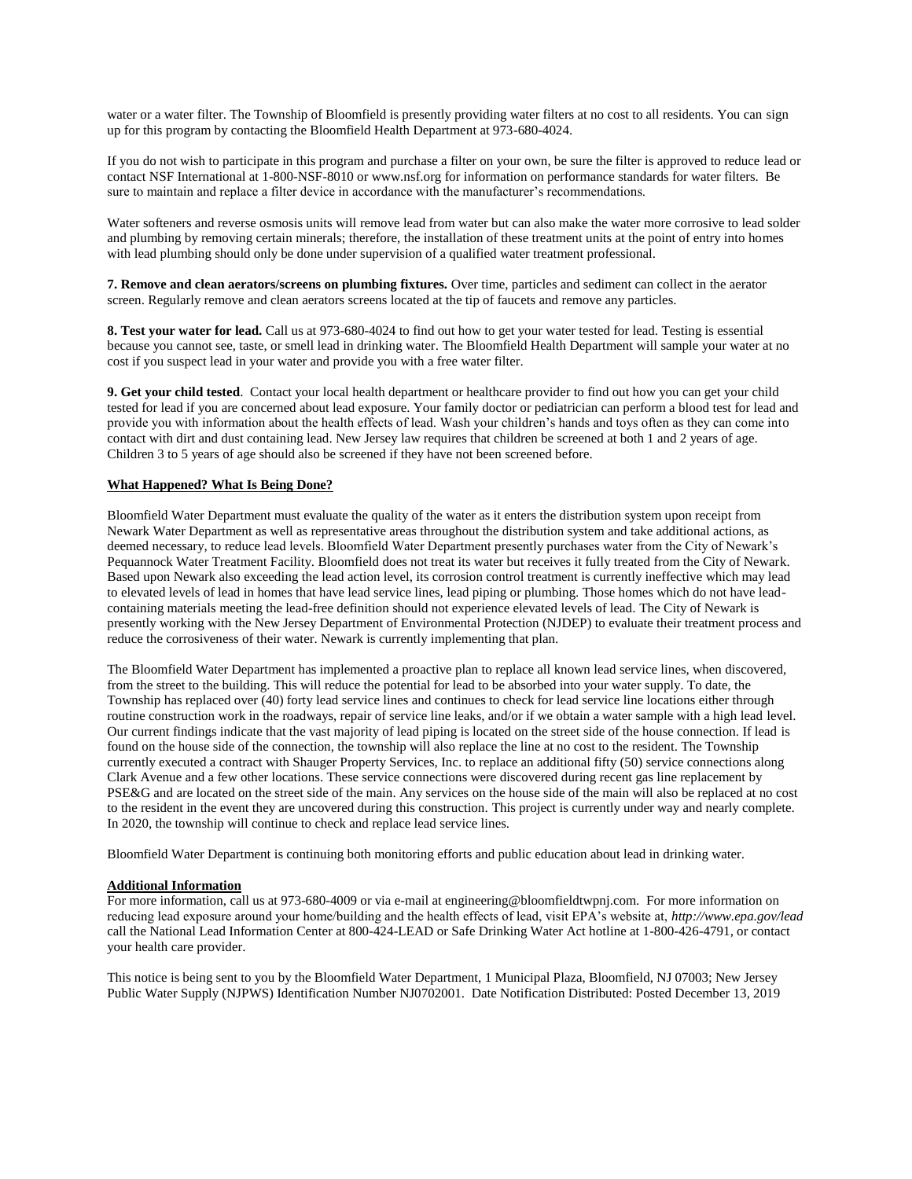water or a water filter. The Township of Bloomfield is presently providing water filters at no cost to all residents. You can sign up for this program by contacting the Bloomfield Health Department at 973-680-4024.

If you do not wish to participate in this program and purchase a filter on your own, be sure the filter is approved to reduce lead or contact NSF International at 1-800-NSF-8010 or www.nsf.org for information on performance standards for water filters. Be sure to maintain and replace a filter device in accordance with the manufacturer's recommendations.

Water softeners and reverse osmosis units will remove lead from water but can also make the water more corrosive to lead solder and plumbing by removing certain minerals; therefore, the installation of these treatment units at the point of entry into homes with lead plumbing should only be done under supervision of a qualified water treatment professional.

**7. Remove and clean aerators/screens on plumbing fixtures.** Over time, particles and sediment can collect in the aerator screen. Regularly remove and clean aerators screens located at the tip of faucets and remove any particles.

**8. Test your water for lead.** Call us at 973-680-4024 to find out how to get your water tested for lead. Testing is essential because you cannot see, taste, or smell lead in drinking water. The Bloomfield Health Department will sample your water at no cost if you suspect lead in your water and provide you with a free water filter.

**9. Get your child tested**. Contact your local health department or healthcare provider to find out how you can get your child tested for lead if you are concerned about lead exposure. Your family doctor or pediatrician can perform a blood test for lead and provide you with information about the health effects of lead. Wash your children's hands and toys often as they can come into contact with dirt and dust containing lead. New Jersey law requires that children be screened at both 1 and 2 years of age. Children 3 to 5 years of age should also be screened if they have not been screened before.

**What Happened? What Is Being Done?**

Bloomfield Water Department must evaluate the quality of the water as it enters the distribution system upon receipt from Newark Water Department as well as representative areas throughout the distribution system and take additional actions, as deemed necessary, to reduce lead levels. Bloomfield Water Department presently purchases water from the City of Newark's Pequannock Water Treatment Facility. Bloomfield does not treat its water but receives it fully treated from the City of Newark. Based upon Newark also exceeding the lead action level, its corrosion control treatment is currently ineffective which may lead to elevated levels of lead in homes that have lead service lines, lead piping or plumbing. Those homes which do not have lead-containing materials meeting the lead-free definition should not experience elevated levels of lead. The City of Newark is presently working with the New Jersey Department of Environmental Protection (NJDEP) to evaluate their treatment process and reduce the corrosiveness of their water. Newark is currently implementing that plan.

The Bloomfield Water Department has implemented a proactive plan to replace all known lead service lines, when discovered, from the street to the building. This will reduce the potential for lead to be absorbed into your water supply. To date, the Township has replaced over (40) forty lead service lines and continues to check for lead service line locations either through routine construction work in the roadways, repair of service line leaks, and/or if we obtain a water sample with a high lead level. Our current findings indicate that the vast majority of lead piping is located on the street side of the house connection. If lead is found on the house side of the connection, the township will also replace the line at no cost to the resident. The Township currently executed a contract with Shauger Property Services, Inc. to replace an additional fifty (50) service connections along Clark Avenue and a few other locations. These service connections were discovered during recent gas line replacement by PSE&G and are located on the street side of the main. Any services on the house side of the main will also be replaced at no cost to the resident in the event they are uncovered during this construction. This project is currently under way and nearly complete. In 2020, the township will continue to check and replace lead service lines.

Bloomfield Water Department is continuing both monitoring efforts and public education about lead in drinking water.

**Additional Information**

For more information, call us at 973-680-4009 or via e-mail at engineering@bloomfieldtwpnj.com. For more information on reducing lead exposure around your home/building and the health effects of lead, visit EPA's website at, *http://www.epa.gov/lead* call the National Lead Information Center at 800-424-LEAD or Safe Drinking Water Act hotline at 1-800-426-4791, or contact your health care provider.

This notice is being sent to you by the Bloomfield Water Department, 1 Municipal Plaza, Bloomfield, NJ 07003; New Jersey Public Water Supply (NJPWS) Identification Number NJ0702001. Date Notification Distributed: Posted December 13, 2019